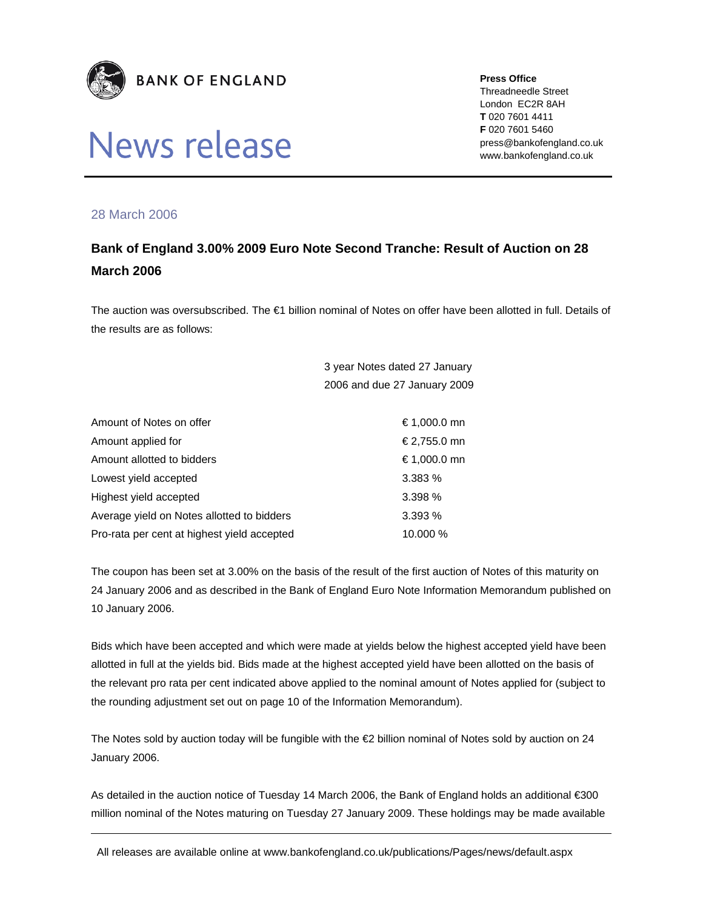BANK OF ENGLAND

# News release

**Press Office**
Threadneedle Street
London EC2R 8AH
**T** 020 7601 4411
**F** 020 7601 5460
press@bankofengland.co.uk
www.bankofengland.co.uk

28 March 2006

## Bank of England 3.00% 2009 Euro Note Second Tranche: Result of Auction on 28 March 2006

The auction was oversubscribed. The €1 billion nominal of Notes on offer have been allotted in full. Details of the results are as follows:

| | 3 year Notes dated 27 January 2006 and due 27 January 2009 |
|---|---|
| Amount of Notes on offer | € 1,000.0 mn |
| Amount applied for | € 2,755.0 mn |
| Amount allotted to bidders | € 1,000.0 mn |
| Lowest yield accepted | 3.383 % |
| Highest yield accepted | 3.398 % |
| Average yield on Notes allotted to bidders | 3.393 % |
| Pro-rata per cent at highest yield accepted | 10.000 % |

The coupon has been set at 3.00% on the basis of the result of the first auction of Notes of this maturity on 24 January 2006 and as described in the Bank of England Euro Note Information Memorandum published on 10 January 2006.

Bids which have been accepted and which were made at yields below the highest accepted yield have been allotted in full at the yields bid. Bids made at the highest accepted yield have been allotted on the basis of the relevant pro rata per cent indicated above applied to the nominal amount of Notes applied for (subject to the rounding adjustment set out on page 10 of the Information Memorandum).

The Notes sold by auction today will be fungible with the €2 billion nominal of Notes sold by auction on 24 January 2006.

As detailed in the auction notice of Tuesday 14 March 2006, the Bank of England holds an additional €300 million nominal of the Notes maturing on Tuesday 27 January 2009. These holdings may be made available

All releases are available online at www.bankofengland.co.uk/publications/Pages/news/default.aspx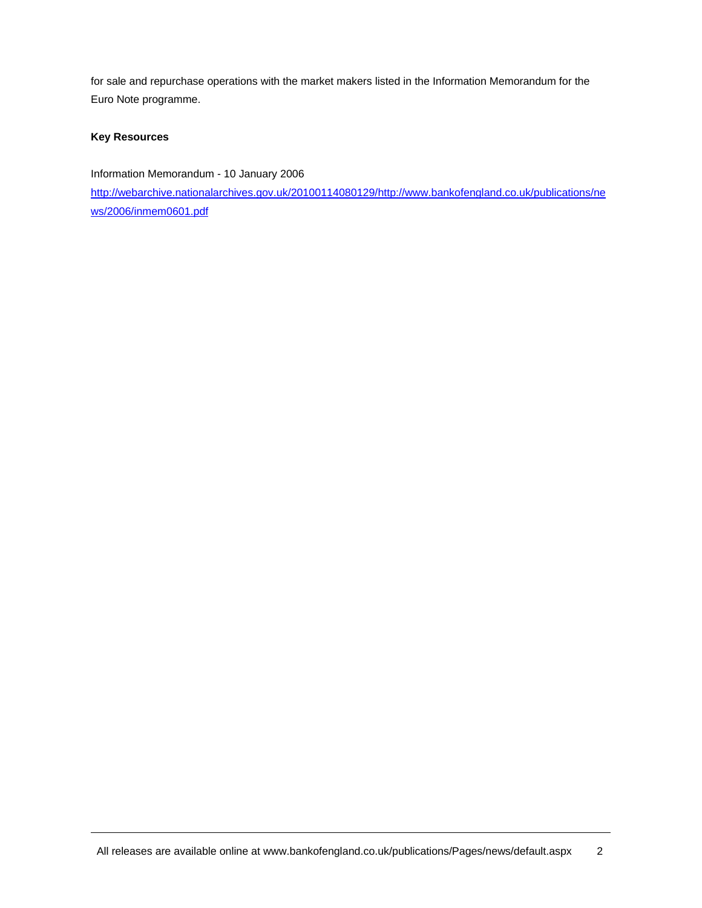for sale and repurchase operations with the market makers listed in the Information Memorandum for the Euro Note programme.

**Key Resources**

Information Memorandum - 10 January 2006

http://webarchive.nationalarchives.gov.uk/20100114080129/http://www.bankofengland.co.uk/publications/news/2006/inmem0601.pdf